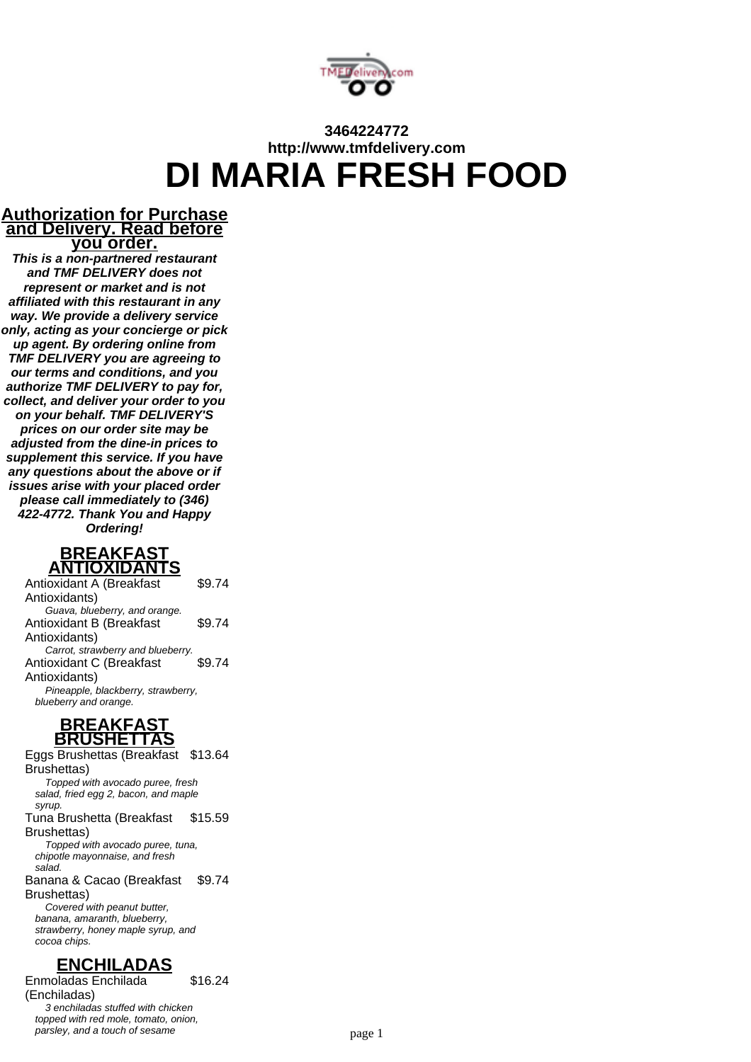3464224772
http://www.tmfdelivery.com

# DI MARIA FRESH FOOD

## Authorization for Purchase and Delivery. Read before you order.

***This is a non-partnered restaurant and TMF DELIVERY does not represent or market and is not affiliated with this restaurant in any way. We provide a delivery service only, acting as your concierge or pick up agent. By ordering online from TMF DELIVERY you are agreeing to our terms and conditions, and you authorize TMF DELIVERY to pay for, collect, and deliver your order to you on your behalf. TMF DELIVERY'S prices on our order site may be adjusted from the dine-in prices to supplement this service. If you have any questions about the above or if issues arise with your placed order please call immediately to (346) 422-4772. Thank You and Happy Ordering!***

## BREAKFAST ANTIOXIDANTS

Antioxidant A (Breakfast Antioxidants) — $9.74
*Guava, blueberry, and orange.*

Antioxidant B (Breakfast Antioxidants) — $9.74
*Carrot, strawberry and blueberry.*

Antioxidant C (Breakfast Antioxidants) — $9.74
*Pineapple, blackberry, strawberry, blueberry and orange.*

## BREAKFAST BRUSHETTAS

Eggs Brushettas (Breakfast Brushettas) — $13.64
*Topped with avocado puree, fresh salad, fried egg 2, bacon, and maple syrup.*

Tuna Brushetta (Breakfast Brushettas) — $15.59
*Topped with avocado puree, tuna, chipotle mayonnaise, and fresh salad.*

Banana & Cacao (Breakfast Brushettas) — $9.74
*Covered with peanut butter, banana, amaranth, blueberry, strawberry, honey maple syrup, and cocoa chips.*

## ENCHILADAS

Enmoladas Enchilada (Enchiladas) — $16.24
*3 enchiladas stuffed with chicken topped with red mole, tomato, onion, parsley, and a touch of sesame*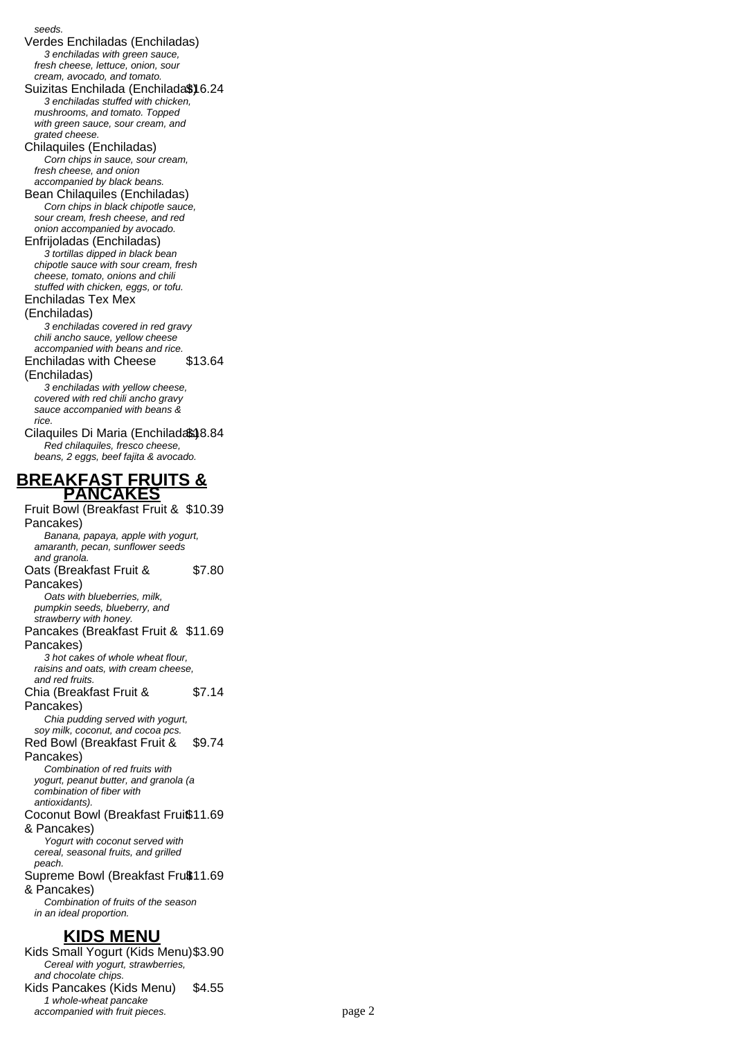seeds.

Verdes Enchiladas (Enchiladas)
*3 enchiladas with green sauce, fresh cheese, lettuce, onion, sour cream, avocado, and tomato.*

Suizitas Enchilada (Enchiladas) $16.24
*3 enchiladas stuffed with chicken, mushrooms, and tomato. Topped with green sauce, sour cream, and grated cheese.*

Chilaquiles (Enchiladas)
*Corn chips in sauce, sour cream, fresh cheese, and onion accompanied by black beans.*

Bean Chilaquiles (Enchiladas)
*Corn chips in black chipotle sauce, sour cream, fresh cheese, and red onion accompanied by avocado.*

Enfrijoladas (Enchiladas)
*3 tortillas dipped in black bean chipotle sauce with sour cream, fresh cheese, tomato, onions and chili stuffed with chicken, eggs, or tofu.*

Enchiladas Tex Mex (Enchiladas)
*3 enchiladas covered in red gravy chili ancho sauce, yellow cheese accompanied with beans and rice.*

Enchiladas with Cheese (Enchiladas) $13.64
*3 enchiladas with yellow cheese, covered with red chili ancho gravy sauce accompanied with beans & rice.*

Cilaquiles Di Maria (Enchiladas) $18.84
*Red chilaquiles, fresco cheese, beans, 2 eggs, beef fajita & avocado.*

## BREAKFAST FRUITS & PANCAKES

Fruit Bowl (Breakfast Fruit & Pancakes) $10.39
*Banana, papaya, apple with yogurt, amaranth, pecan, sunflower seeds and granola.*

Oats (Breakfast Fruit & Pancakes) $7.80
*Oats with blueberries, milk, pumpkin seeds, blueberry, and strawberry with honey.*

Pancakes (Breakfast Fruit & Pancakes) $11.69
*3 hot cakes of whole wheat flour, raisins and oats, with cream cheese, and red fruits.*

Chia (Breakfast Fruit & Pancakes) $7.14
*Chia pudding served with yogurt, soy milk, coconut, and cocoa pcs.*

Red Bowl (Breakfast Fruit & Pancakes) $9.74
*Combination of red fruits with yogurt, peanut butter, and granola (a combination of fiber with antioxidants).*

Coconut Bowl (Breakfast Fruit & Pancakes) $11.69
*Yogurt with coconut served with cereal, seasonal fruits, and grilled peach.*

Supreme Bowl (Breakfast Fruit & Pancakes) $11.69
*Combination of fruits of the season in an ideal proportion.*

## KIDS MENU

Kids Small Yogurt (Kids Menu) $3.90
*Cereal with yogurt, strawberries, and chocolate chips.*

Kids Pancakes (Kids Menu) $4.55
*1 whole-wheat pancake accompanied with fruit pieces.*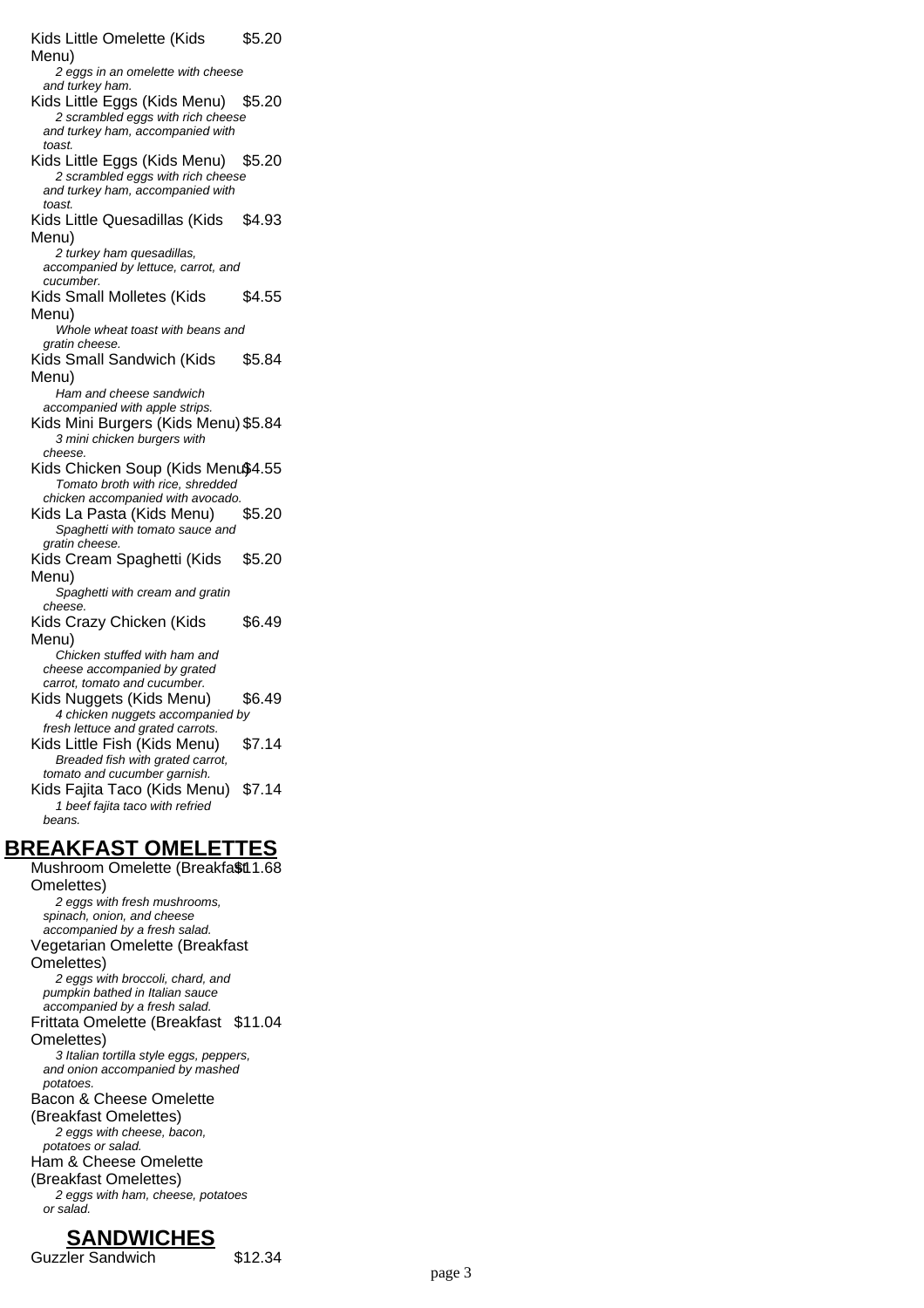Kids Little Omelette (Kids Menu) $5.20

*2 eggs in an omelette with cheese and turkey ham.*

Kids Little Eggs (Kids Menu) $5.20

*2 scrambled eggs with rich cheese and turkey ham, accompanied with toast.*

Kids Little Eggs (Kids Menu) $5.20

*2 scrambled eggs with rich cheese and turkey ham, accompanied with toast.*

Kids Little Quesadillas (Kids Menu) $4.93

*2 turkey ham quesadillas, accompanied by lettuce, carrot, and cucumber.*

Kids Small Molletes (Kids Menu) $4.55

*Whole wheat toast with beans and gratin cheese.*

Kids Small Sandwich (Kids Menu) $5.84

*Ham and cheese sandwich accompanied with apple strips.*

Kids Mini Burgers (Kids Menu) $5.84

*3 mini chicken burgers with cheese.*

Kids Chicken Soup (Kids Menu) $4.55

*Tomato broth with rice, shredded chicken accompanied with avocado.*

Kids La Pasta (Kids Menu) $5.20

*Spaghetti with tomato sauce and gratin cheese.*

Kids Cream Spaghetti (Kids Menu) $5.20

*Spaghetti with cream and gratin cheese.*

Kids Crazy Chicken (Kids Menu) $6.49

*Chicken stuffed with ham and cheese accompanied by grated carrot, tomato and cucumber.*

Kids Nuggets (Kids Menu) $6.49

*4 chicken nuggets accompanied by fresh lettuce and grated carrots.*

Kids Little Fish (Kids Menu) $7.14

*Breaded fish with grated carrot, tomato and cucumber garnish.*

Kids Fajita Taco (Kids Menu) $7.14

*1 beef fajita taco with refried beans.*

## BREAKFAST OMELETTES

Mushroom Omelette (Breakfast Omelettes) $11.68

*2 eggs with fresh mushrooms, spinach, onion, and cheese accompanied by a fresh salad.*

Vegetarian Omelette (Breakfast Omelettes)

*2 eggs with broccoli, chard, and pumpkin bathed in Italian sauce accompanied by a fresh salad.*

Frittata Omelette (Breakfast Omelettes) $11.04

*3 Italian tortilla style eggs, peppers, and onion accompanied by mashed potatoes.*

Bacon & Cheese Omelette (Breakfast Omelettes)

*2 eggs with cheese, bacon, potatoes or salad.*

Ham & Cheese Omelette (Breakfast Omelettes)

*2 eggs with ham, cheese, potatoes or salad.*

## SANDWICHES

Guzzler Sandwich $12.34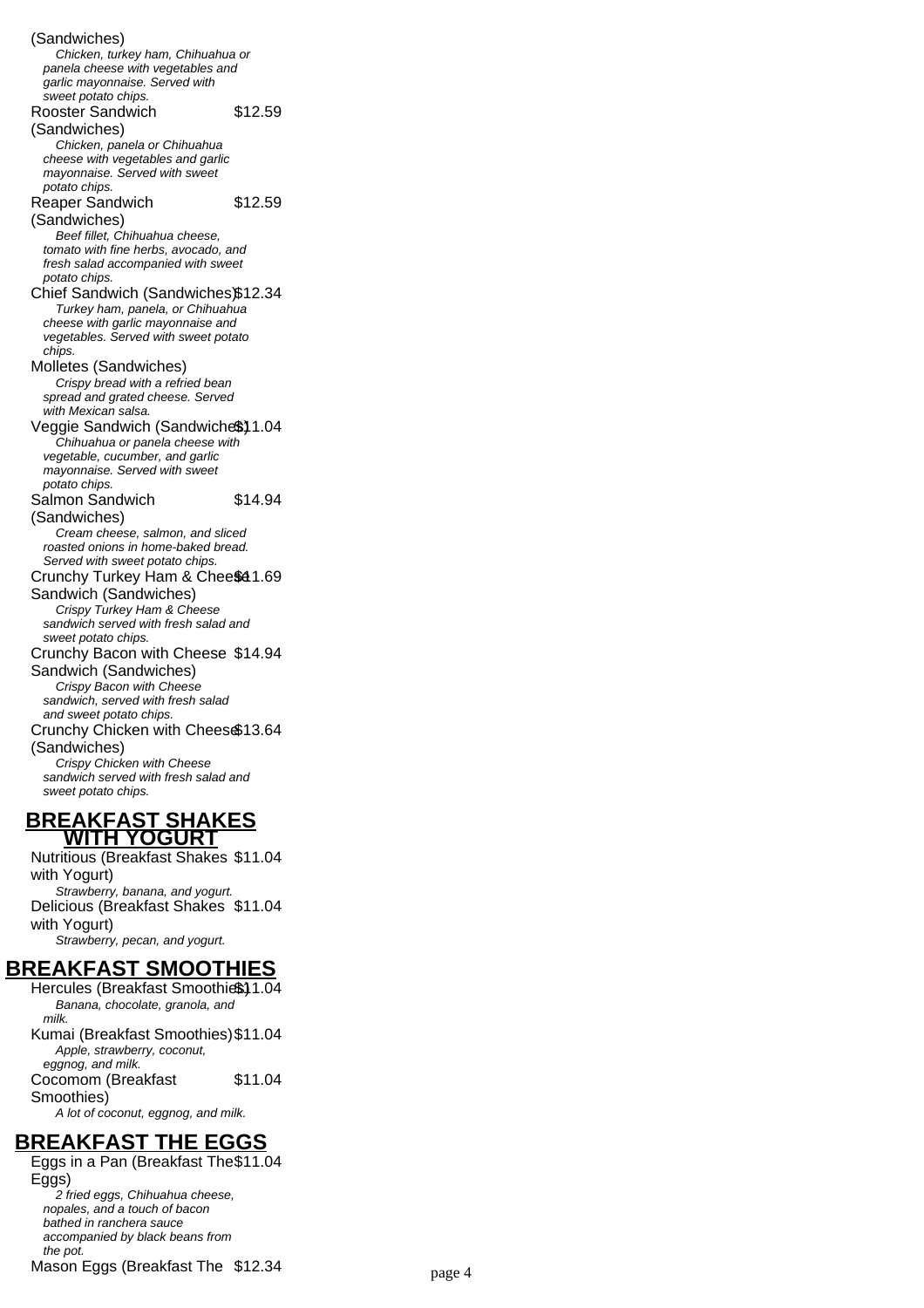(Sandwiches)

*Chicken, turkey ham, Chihuahua or panela cheese with vegetables and garlic mayonnaise. Served with sweet potato chips.*

Rooster Sandwich (Sandwiches) $12.59

*Chicken, panela or Chihuahua cheese with vegetables and garlic mayonnaise. Served with sweet potato chips.*

Reaper Sandwich (Sandwiches) $12.59

*Beef fillet, Chihuahua cheese, tomato with fine herbs, avocado, and fresh salad accompanied with sweet potato chips.*

Chief Sandwich (Sandwiches) $12.34

*Turkey ham, panela, or Chihuahua cheese with garlic mayonnaise and vegetables. Served with sweet potato chips.*

Molletes (Sandwiches)

*Crispy bread with a refried bean spread and grated cheese. Served with Mexican salsa.*

Veggie Sandwich (Sandwiches) $11.04

*Chihuahua or panela cheese with vegetable, cucumber, and garlic mayonnaise. Served with sweet potato chips.*

Salmon Sandwich (Sandwiches) $14.94

*Cream cheese, salmon, and sliced roasted onions in home-baked bread. Served with sweet potato chips.*

Crunchy Turkey Ham & Cheese Sandwich (Sandwiches) $11.69

*Crispy Turkey Ham & Cheese sandwich served with fresh salad and sweet potato chips.*

Crunchy Bacon with Cheese Sandwich (Sandwiches) $14.94

*Crispy Bacon with Cheese sandwich, served with fresh salad and sweet potato chips.*

Crunchy Chicken with Cheese (Sandwiches) $13.64

*Crispy Chicken with Cheese sandwich served with fresh salad and sweet potato chips.*

## BREAKFAST SHAKES WITH YOGURT

Nutritious (Breakfast Shakes with Yogurt) $11.04

*Strawberry, banana, and yogurt.*

Delicious (Breakfast Shakes with Yogurt) $11.04

*Strawberry, pecan, and yogurt.*

## BREAKFAST SMOOTHIES

Hercules (Breakfast Smoothies) $11.04

*Banana, chocolate, granola, and milk.*

Kumai (Breakfast Smoothies) $11.04

*Apple, strawberry, coconut, eggnog, and milk.*

Cocomom (Breakfast Smoothies) $11.04

*A lot of coconut, eggnog, and milk.*

## BREAKFAST THE EGGS

Eggs in a Pan (Breakfast The Eggs) $11.04

*2 fried eggs, Chihuahua cheese, nopales, and a touch of bacon bathed in ranchera sauce accompanied by black beans from the pot.*

Mason Eggs (Breakfast The $12.34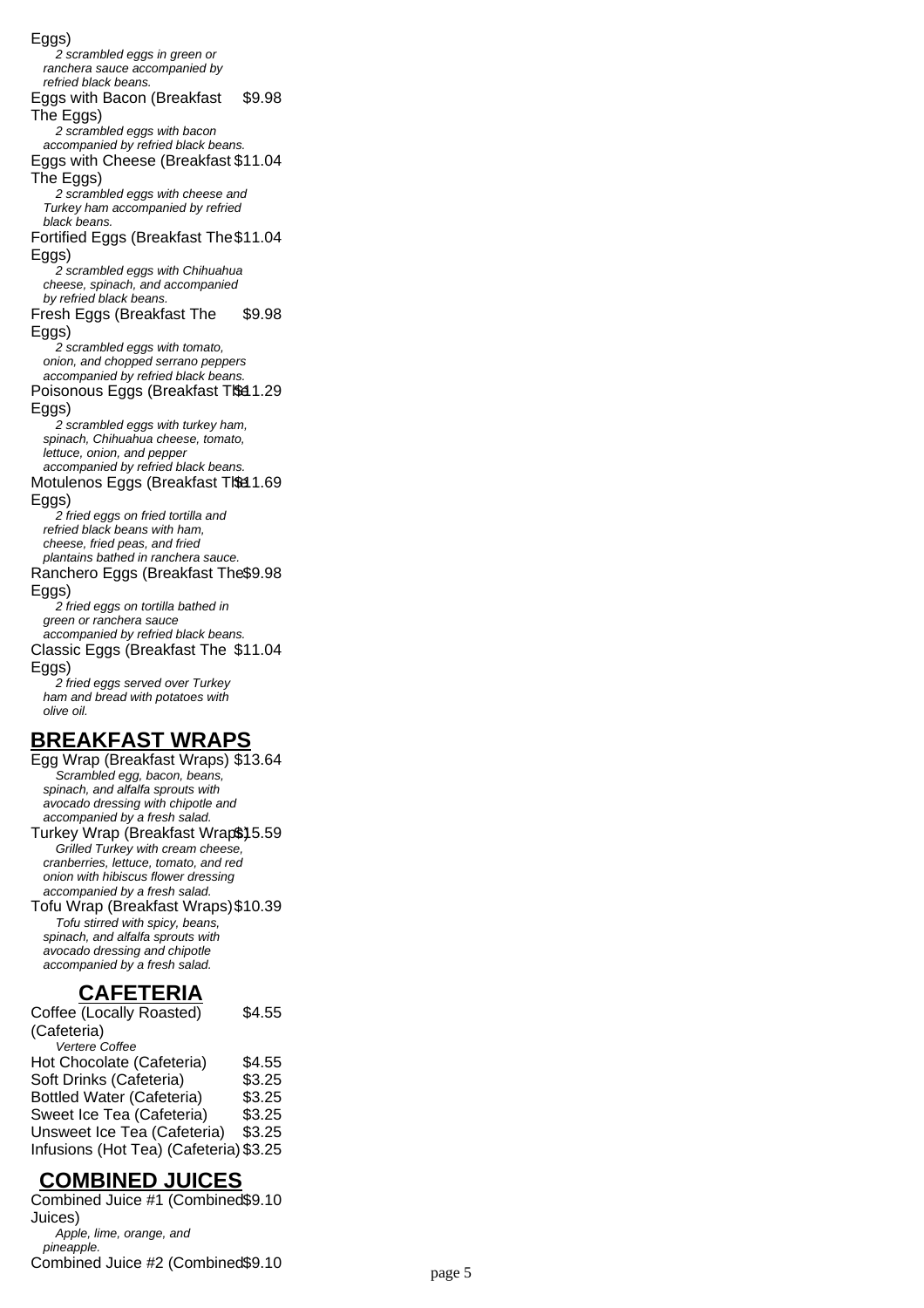Eggs)

*2 scrambled eggs in green or ranchera sauce accompanied by refried black beans.*

Eggs with Bacon (Breakfast The Eggs) $9.98

*2 scrambled eggs with bacon accompanied by refried black beans.*

Eggs with Cheese (Breakfast The Eggs) $11.04

*2 scrambled eggs with cheese and Turkey ham accompanied by refried black beans.*

Fortified Eggs (Breakfast The Eggs) $11.04

*2 scrambled eggs with Chihuahua cheese, spinach, and accompanied by refried black beans.*

Fresh Eggs (Breakfast The Eggs) $9.98

*2 scrambled eggs with tomato, onion, and chopped serrano peppers accompanied by refried black beans.*

Poisonous Eggs (Breakfast The Eggs) $11.29

*2 scrambled eggs with turkey ham, spinach, Chihuahua cheese, tomato, lettuce, onion, and pepper accompanied by refried black beans.*

Motulenos Eggs (Breakfast The Eggs) $11.69

*2 fried eggs on fried tortilla and refried black beans with ham, cheese, fried peas, and fried plantains bathed in ranchera sauce.*

Ranchero Eggs (Breakfast The Eggs) $9.98

*2 fried eggs on tortilla bathed in green or ranchera sauce accompanied by refried black beans.*

Classic Eggs (Breakfast The Eggs) $11.04

*2 fried eggs served over Turkey ham and bread with potatoes with olive oil.*

## BREAKFAST WRAPS

Egg Wrap (Breakfast Wraps) $13.64

*Scrambled egg, bacon, beans, spinach, and alfalfa sprouts with avocado dressing with chipotle and accompanied by a fresh salad.*

Turkey Wrap (Breakfast Wraps) $15.59

*Grilled Turkey with cream cheese, cranberries, lettuce, tomato, and red onion with hibiscus flower dressing accompanied by a fresh salad.*

Tofu Wrap (Breakfast Wraps) $10.39

*Tofu stirred with spicy, beans, spinach, and alfalfa sprouts with avocado dressing and chipotle accompanied by a fresh salad.*

## CAFETERIA

Coffee (Locally Roasted) (Cafeteria) $4.55

*Vertere Coffee*

Hot Chocolate (Cafeteria) $4.55

Soft Drinks (Cafeteria) $3.25

Bottled Water (Cafeteria) $3.25

Sweet Ice Tea (Cafeteria) $3.25

Unsweet Ice Tea (Cafeteria) $3.25

Infusions (Hot Tea) (Cafeteria) $3.25

## COMBINED JUICES

Combined Juice #1 (Combined Juices) $9.10

*Apple, lime, orange, and pineapple.*

Combined Juice #2 (Combined $9.10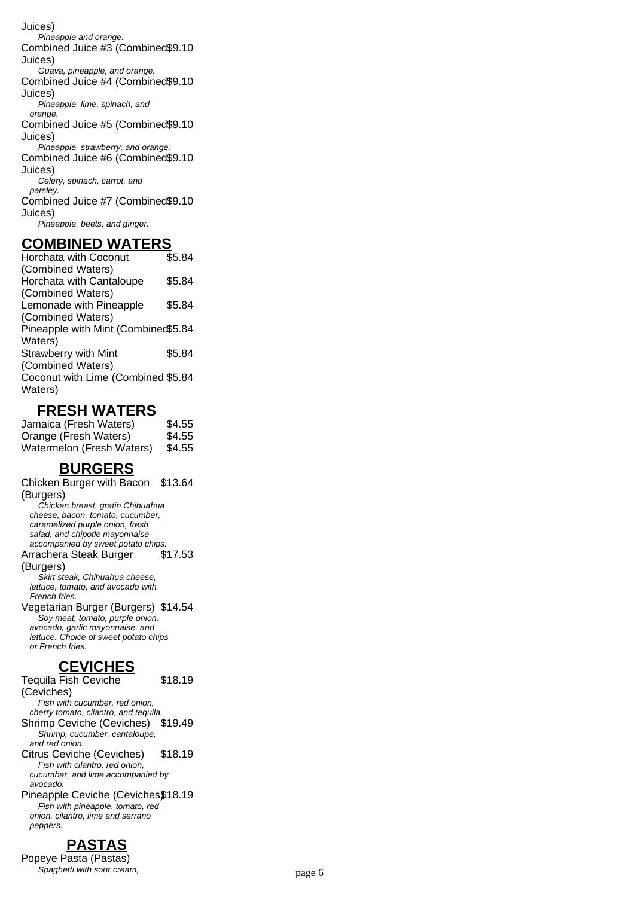Juices)

*Pineapple and orange.*

Combined Juice #3 (Combined Juices) $9.10

*Guava, pineapple, and orange.*

Combined Juice #4 (Combined Juices) $9.10

*Pineapple, lime, spinach, and orange.*

Combined Juice #5 (Combined Juices) $9.10

*Pineapple, strawberry, and orange.*

Combined Juice #6 (Combined Juices) $9.10

*Celery, spinach, carrot, and parsley.*

Combined Juice #7 (Combined Juices) $9.10

*Pineapple, beets, and ginger.*

## COMBINED WATERS

| Item | Price |
|---|---|
| Horchata with Coconut (Combined Waters) | $5.84 |
| Horchata with Cantaloupe (Combined Waters) | $5.84 |
| Lemonade with Pineapple (Combined Waters) | $5.84 |
| Pineapple with Mint (Combined Waters) | $5.84 |
| Strawberry with Mint (Combined Waters) | $5.84 |
| Coconut with Lime (Combined Waters) | $5.84 |

## FRESH WATERS

| Item | Price |
|---|---|
| Jamaica (Fresh Waters) | $4.55 |
| Orange (Fresh Waters) | $4.55 |
| Watermelon (Fresh Waters) | $4.55 |

## BURGERS

Chicken Burger with Bacon (Burgers) $13.64

*Chicken breast, gratin Chihuahua cheese, bacon, tomato, cucumber, caramelized purple onion, fresh salad, and chipotle mayonnaise accompanied by sweet potato chips.*

Arrachera Steak Burger (Burgers) $17.53

*Skirt steak, Chihuahua cheese, lettuce, tomato, and avocado with French fries.*

Vegetarian Burger (Burgers) $14.54

*Soy meat, tomato, purple onion, avocado, garlic mayonnaise, and lettuce. Choice of sweet potato chips or French fries.*

## CEVICHES

Tequila Fish Ceviche (Ceviches) $18.19

*Fish with cucumber, red onion, cherry tomato, cilantro, and tequila.*

Shrimp Ceviche (Ceviches) $19.49

*Shrimp, cucumber, cantaloupe, and red onion.*

Citrus Ceviche (Ceviches) $18.19

*Fish with cilantro, red onion, cucumber, and lime accompanied by avocado.*

Pineapple Ceviche (Ceviches) $18.19

*Fish with pineapple, tomato, red onion, cilantro, lime and serrano peppers.*

## PASTAS

Popeye Pasta (Pastas)

*Spaghetti with sour cream,*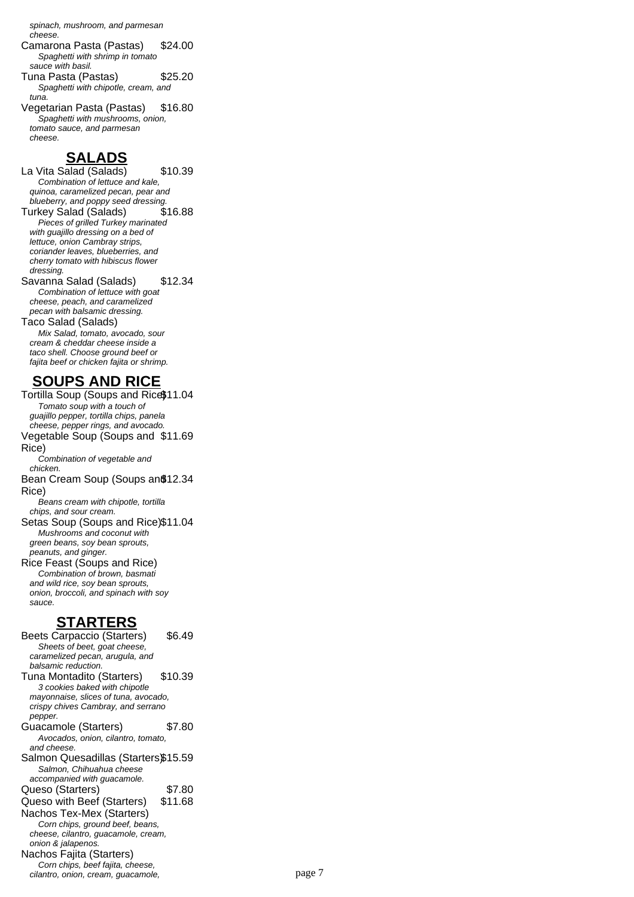*spinach, mushroom, and parmesan cheese.*

Camarona Pasta (Pastas) $24.00
*Spaghetti with shrimp in tomato sauce with basil.*

Tuna Pasta (Pastas) $25.20
*Spaghetti with chipotle, cream, and tuna.*

Vegetarian Pasta (Pastas) $16.80
*Spaghetti with mushrooms, onion, tomato sauce, and parmesan cheese.*

## SALADS

La Vita Salad (Salads) $10.39
*Combination of lettuce and kale, quinoa, caramelized pecan, pear and blueberry, and poppy seed dressing.*

Turkey Salad (Salads) $16.88
*Pieces of grilled Turkey marinated with guajillo dressing on a bed of lettuce, onion Cambray strips, coriander leaves, blueberries, and cherry tomato with hibiscus flower dressing.*

Savanna Salad (Salads) $12.34
*Combination of lettuce with goat cheese, peach, and caramelized pecan with balsamic dressing.*

Taco Salad (Salads)
*Mix Salad, tomato, avocado, sour cream & cheddar cheese inside a taco shell. Choose ground beef or fajita beef or chicken fajita or shrimp.*

## SOUPS AND RICE

Tortilla Soup (Soups and Rice) $11.04
*Tomato soup with a touch of guajillo pepper, tortilla chips, panela cheese, pepper rings, and avocado.*

Vegetable Soup (Soups and Rice) $11.69
*Combination of vegetable and chicken.*

Bean Cream Soup (Soups and Rice) $12.34
*Beans cream with chipotle, tortilla chips, and sour cream.*

Setas Soup (Soups and Rice) $11.04
*Mushrooms and coconut with green beans, soy bean sprouts, peanuts, and ginger.*

Rice Feast (Soups and Rice)
*Combination of brown, basmati and wild rice, soy bean sprouts, onion, broccoli, and spinach with soy sauce.*

## STARTERS

Beets Carpaccio (Starters) $6.49
*Sheets of beet, goat cheese, caramelized pecan, arugula, and balsamic reduction.*

Tuna Montadito (Starters) $10.39
*3 cookies baked with chipotle mayonnaise, slices of tuna, avocado, crispy chives Cambray, and serrano pepper.*

Guacamole (Starters) $7.80
*Avocados, onion, cilantro, tomato, and cheese.*

Salmon Quesadillas (Starters) $15.59
*Salmon, Chihuahua cheese accompanied with guacamole.*

Queso (Starters) $7.80

Queso with Beef (Starters) $11.68

Nachos Tex-Mex (Starters)
*Corn chips, ground beef, beans, cheese, cilantro, guacamole, cream, onion & jalapenos.*

Nachos Fajita (Starters)
*Corn chips, beef fajita, cheese, cilantro, onion, cream, guacamole,*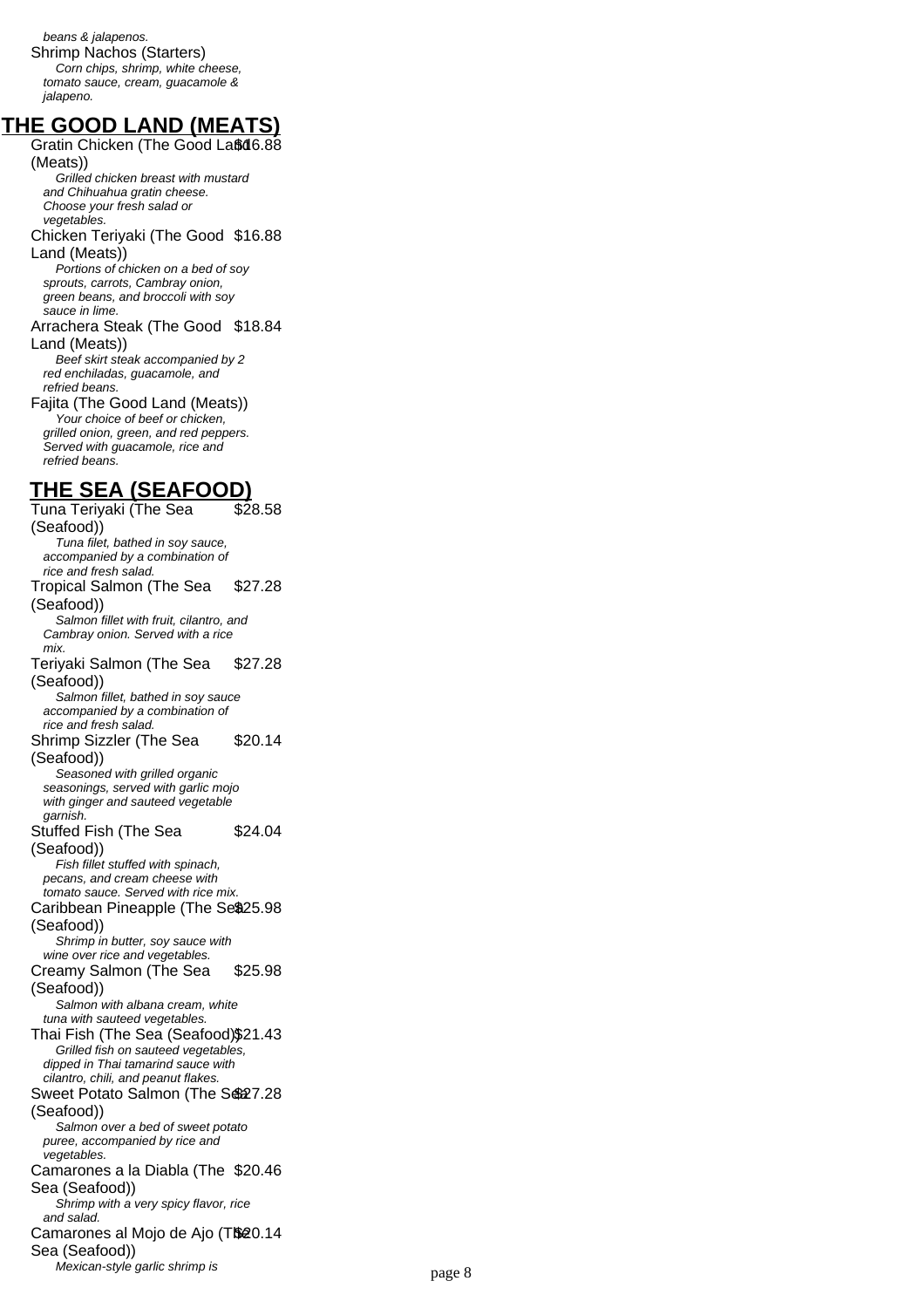beans & jalapenos.

Shrimp Nachos (Starters)

*Corn chips, shrimp, white cheese, tomato sauce, cream, guacamole & jalapeno.*

## THE GOOD LAND (MEATS)

Gratin Chicken (The Good Land (Meats)) $16.88

*Grilled chicken breast with mustard and Chihuahua gratin cheese. Choose your fresh salad or vegetables.*

Chicken Teriyaki (The Good Land (Meats)) $16.88

*Portions of chicken on a bed of soy sprouts, carrots, Cambray onion, green beans, and broccoli with soy sauce in lime.*

Arrachera Steak (The Good Land (Meats)) $18.84

*Beef skirt steak accompanied by 2 red enchiladas, guacamole, and refried beans.*

Fajita (The Good Land (Meats))

*Your choice of beef or chicken, grilled onion, green, and red peppers. Served with guacamole, rice and refried beans.*

## THE SEA (SEAFOOD)

Tuna Teriyaki (The Sea (Seafood)) $28.58

*Tuna filet, bathed in soy sauce, accompanied by a combination of rice and fresh salad.*

Tropical Salmon (The Sea (Seafood)) $27.28

*Salmon fillet with fruit, cilantro, and Cambray onion. Served with a rice mix.*

Teriyaki Salmon (The Sea (Seafood)) $27.28

*Salmon fillet, bathed in soy sauce accompanied by a combination of rice and fresh salad.*

Shrimp Sizzler (The Sea (Seafood)) $20.14

*Seasoned with grilled organic seasonings, served with garlic mojo with ginger and sauteed vegetable garnish.*

Stuffed Fish (The Sea (Seafood)) $24.04

*Fish fillet stuffed with spinach, pecans, and cream cheese with tomato sauce. Served with rice mix.*

Caribbean Pineapple (The Sea (Seafood)) $25.98

*Shrimp in butter, soy sauce with wine over rice and vegetables.*

Creamy Salmon (The Sea (Seafood)) $25.98

*Salmon with albana cream, white tuna with sauteed vegetables.*

Thai Fish (The Sea (Seafood)) $21.43

*Grilled fish on sauteed vegetables, dipped in Thai tamarind sauce with cilantro, chili, and peanut flakes.*

Sweet Potato Salmon (The Sea (Seafood)) $27.28

*Salmon over a bed of sweet potato puree, accompanied by rice and vegetables.*

Camarones a la Diabla (The Sea (Seafood)) $20.46

*Shrimp with a very spicy flavor, rice and salad.*

Camarones al Mojo de Ajo (The Sea (Seafood)) $20.14

*Mexican-style garlic shrimp is*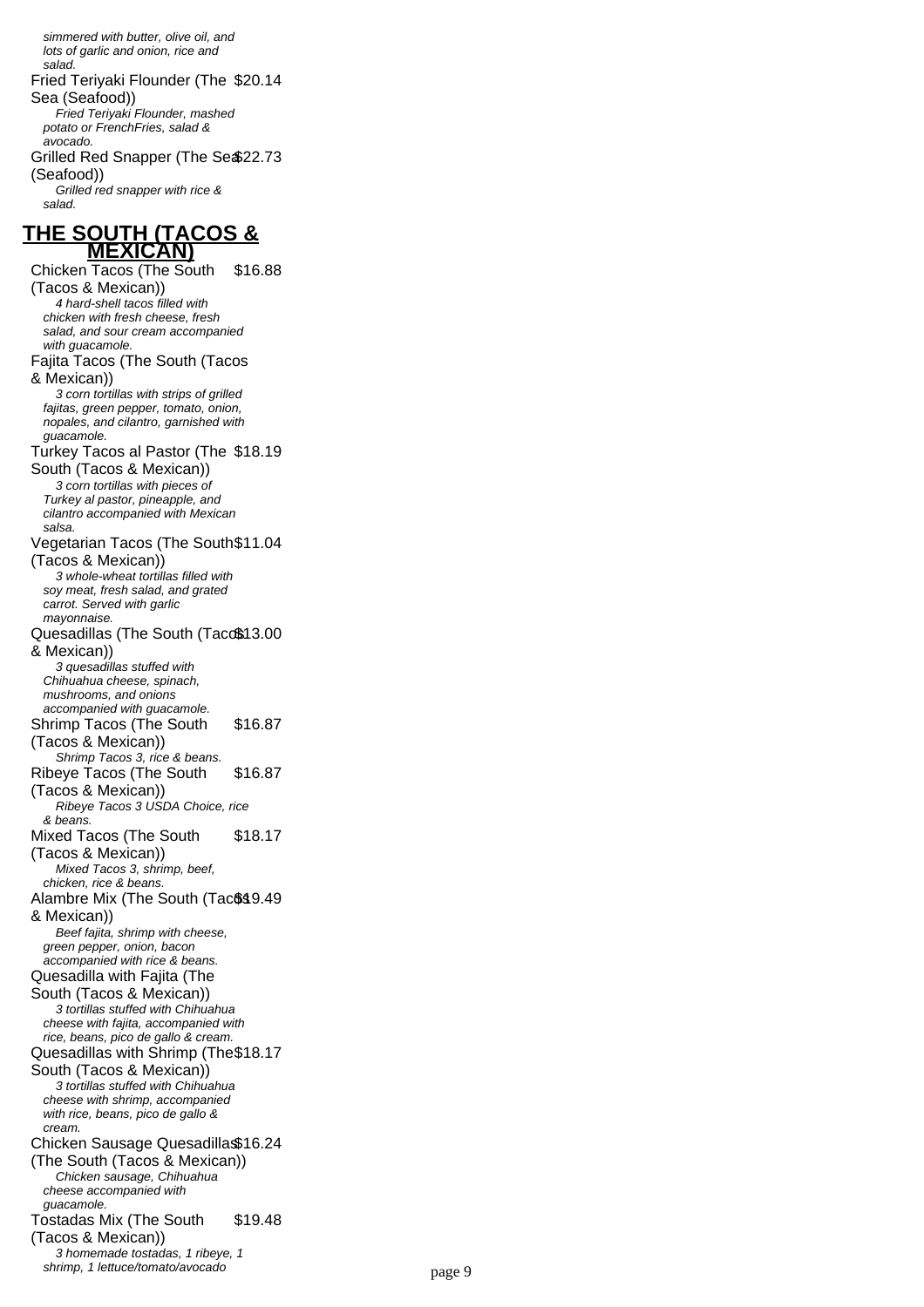simmered with butter, olive oil, and lots of garlic and onion, rice and salad.

Fried Teriyaki Flounder (The Sea (Seafood)) $20.14

*Fried Teriyaki Flounder, mashed potato or FrenchFries, salad & avocado.*

Grilled Red Snapper (The Sea (Seafood)) $22.73

*Grilled red snapper with rice & salad.*

## THE SOUTH (TACOS & MEXICAN)

Chicken Tacos (The South (Tacos & Mexican)) $16.88

*4 hard-shell tacos filled with chicken with fresh cheese, fresh salad, and sour cream accompanied with guacamole.*

Fajita Tacos (The South (Tacos & Mexican))

*3 corn tortillas with strips of grilled fajitas, green pepper, tomato, onion, nopales, and cilantro, garnished with guacamole.*

Turkey Tacos al Pastor (The South (Tacos & Mexican)) $18.19

*3 corn tortillas with pieces of Turkey al pastor, pineapple, and cilantro accompanied with Mexican salsa.*

Vegetarian Tacos (The South (Tacos & Mexican)) $11.04

*3 whole-wheat tortillas filled with soy meat, fresh salad, and grated carrot. Served with garlic mayonnaise.*

Quesadillas (The South (Tacos & Mexican)) $13.00

*3 quesadillas stuffed with Chihuahua cheese, spinach, mushrooms, and onions accompanied with guacamole.*

Shrimp Tacos (The South (Tacos & Mexican)) $16.87

*Shrimp Tacos 3, rice & beans.*

Ribeye Tacos (The South (Tacos & Mexican)) $16.87

*Ribeye Tacos 3 USDA Choice, rice & beans.*

Mixed Tacos (The South (Tacos & Mexican)) $18.17

*Mixed Tacos 3, shrimp, beef, chicken, rice & beans.*

Alambre Mix (The South (Tacos & Mexican)) $19.49

*Beef fajita, shrimp with cheese, green pepper, onion, bacon accompanied with rice & beans.*

Quesadilla with Fajita (The South (Tacos & Mexican))

*3 tortillas stuffed with Chihuahua cheese with fajita, accompanied with rice, beans, pico de gallo & cream.*

Quesadillas with Shrimp (The South (Tacos & Mexican)) $18.17

*3 tortillas stuffed with Chihuahua cheese with shrimp, accompanied with rice, beans, pico de gallo & cream.*

Chicken Sausage Quesadillas (The South (Tacos & Mexican)) $16.24

*Chicken sausage, Chihuahua cheese accompanied with guacamole.*

Tostadas Mix (The South (Tacos & Mexican)) $19.48

*3 homemade tostadas, 1 ribeye, 1 shrimp, 1 lettuce/tomato/avocado*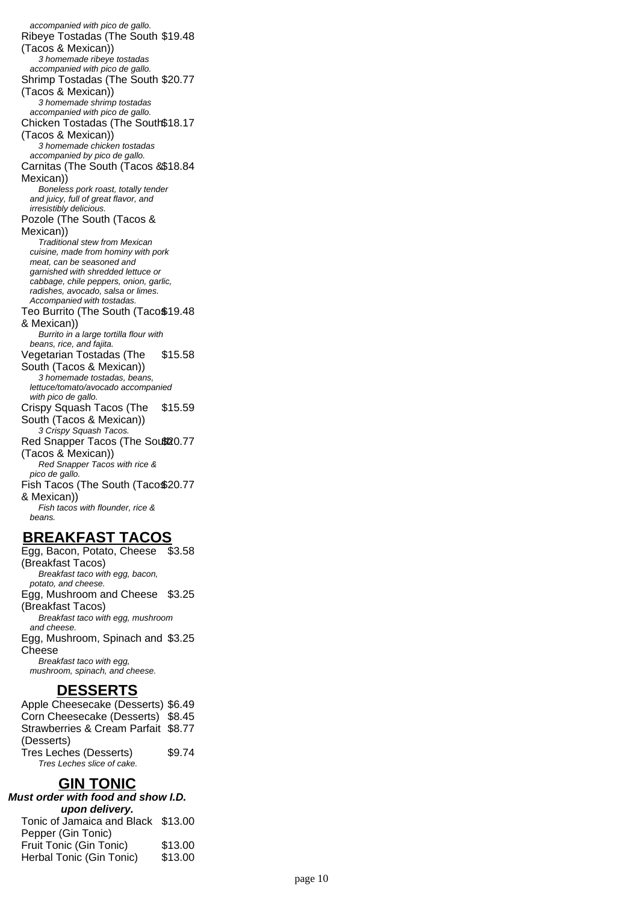*accompanied with pico de gallo.*

Ribeye Tostadas (The South (Tacos & Mexican)) $19.48
*3 homemade ribeye tostadas accompanied with pico de gallo.*

Shrimp Tostadas (The South (Tacos & Mexican)) $20.77
*3 homemade shrimp tostadas accompanied with pico de gallo.*

Chicken Tostadas (The South (Tacos & Mexican)) $18.17
*3 homemade chicken tostadas accompanied by pico de gallo.*

Carnitas (The South (Tacos & Mexican)) $18.84
*Boneless pork roast, totally tender and juicy, full of great flavor, and irresistibly delicious.*

Pozole (The South (Tacos & Mexican))
*Traditional stew from Mexican cuisine, made from hominy with pork meat, can be seasoned and garnished with shredded lettuce or cabbage, chile peppers, onion, garlic, radishes, avocado, salsa or limes. Accompanied with tostadas.*

Teo Burrito (The South (Tacos & Mexican)) $19.48
*Burrito in a large tortilla flour with beans, rice, and fajita.*

Vegetarian Tostadas (The South (Tacos & Mexican)) $15.58
*3 homemade tostadas, beans, lettuce/tomato/avocado accompanied with pico de gallo.*

Crispy Squash Tacos (The South (Tacos & Mexican)) $15.59
*3 Crispy Squash Tacos.*

Red Snapper Tacos (The South (Tacos & Mexican)) $20.77
*Red Snapper Tacos with rice & pico de gallo.*

Fish Tacos (The South (Tacos & Mexican)) $20.77
*Fish tacos with flounder, rice & beans.*

## BREAKFAST TACOS

Egg, Bacon, Potato, Cheese (Breakfast Tacos) $3.58
*Breakfast taco with egg, bacon, potato, and cheese.*

Egg, Mushroom and Cheese (Breakfast Tacos) $3.25
*Breakfast taco with egg, mushroom and cheese.*

Egg, Mushroom, Spinach and Cheese $3.25
*Breakfast taco with egg, mushroom, spinach, and cheese.*

## DESSERTS

Apple Cheesecake (Desserts) $6.49

Corn Cheesecake (Desserts) $8.45

Strawberries & Cream Parfait (Desserts) $8.77

Tres Leches (Desserts) $9.74
*Tres Leches slice of cake.*

## GIN TONIC

***Must order with food and show I.D. upon delivery.***

Tonic of Jamaica and Black Pepper (Gin Tonic) $13.00

Fruit Tonic (Gin Tonic) $13.00

Herbal Tonic (Gin Tonic) $13.00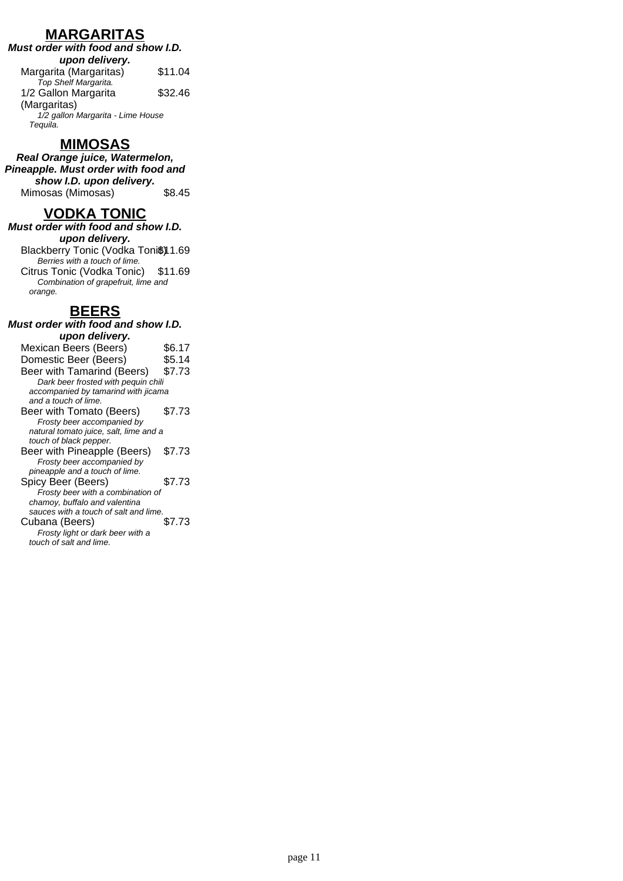## MARGARITAS

***Must order with food and show I.D. upon delivery.***

Margarita (Margaritas) $11.04
*Top Shelf Margarita.*

1/2 Gallon Margarita (Margaritas) $32.46
*1/2 gallon Margarita - Lime House Tequila.*

## MIMOSAS

***Real Orange juice, Watermelon, Pineapple. Must order with food and show I.D. upon delivery.***

Mimosas (Mimosas) $8.45

## VODKA TONIC

***Must order with food and show I.D. upon delivery.***

Blackberry Tonic (Vodka Tonic) $11.69
*Berries with a touch of lime.*

Citrus Tonic (Vodka Tonic) $11.69
*Combination of grapefruit, lime and orange.*

## BEERS

***Must order with food and show I.D. upon delivery.***

Mexican Beers (Beers) $6.17

Domestic Beer (Beers) $5.14

Beer with Tamarind (Beers) $7.73
*Dark beer frosted with pequin chili accompanied by tamarind with jicama and a touch of lime.*

Beer with Tomato (Beers) $7.73
*Frosty beer accompanied by natural tomato juice, salt, lime and a touch of black pepper.*

Beer with Pineapple (Beers) $7.73
*Frosty beer accompanied by pineapple and a touch of lime.*

Spicy Beer (Beers) $7.73
*Frosty beer with a combination of chamoy, buffalo and valentina sauces with a touch of salt and lime.*

Cubana (Beers) $7.73
*Frosty light or dark beer with a touch of salt and lime.*